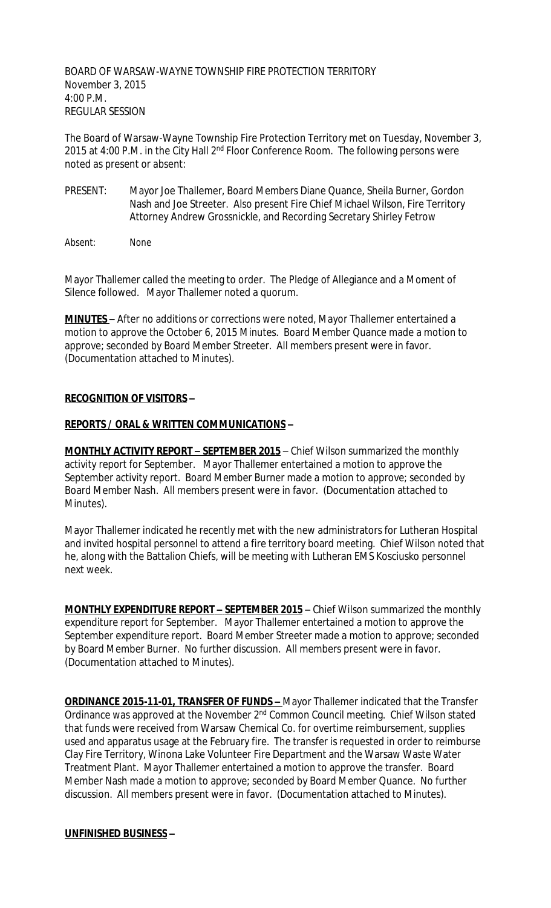BOARD OF WARSAW-WAYNE TOWNSHIP FIRE PROTECTION TERRITORY
November 3, 2015
4:00 P.M.
REGULAR SESSION

The Board of Warsaw-Wayne Township Fire Protection Territory met on Tuesday, November 3, 2015 at 4:00 P.M. in the City Hall 2nd Floor Conference Room. The following persons were noted as present or absent:

PRESENT: Mayor Joe Thallemer, Board Members Diane Quance, Sheila Burner, Gordon Nash and Joe Streeter. Also present Fire Chief Michael Wilson, Fire Territory Attorney Andrew Grossnickle, and Recording Secretary Shirley Fetrow

Absent: None

Mayor Thallemer called the meeting to order. The Pledge of Allegiance and a Moment of Silence followed. Mayor Thallemer noted a quorum.

**MINUTES –** After no additions or corrections were noted, Mayor Thallemer entertained a motion to approve the October 6, 2015 Minutes. Board Member Quance made a motion to approve; seconded by Board Member Streeter. All members present were in favor. (Documentation attached to Minutes).

**RECOGNITION OF VISITORS –**

**REPORTS / ORAL & WRITTEN COMMUNICATIONS –**

**MONTHLY ACTIVITY REPORT – SEPTEMBER 2015** – Chief Wilson summarized the monthly activity report for September. Mayor Thallemer entertained a motion to approve the September activity report. Board Member Burner made a motion to approve; seconded by Board Member Nash. All members present were in favor. (Documentation attached to Minutes).

Mayor Thallemer indicated he recently met with the new administrators for Lutheran Hospital and invited hospital personnel to attend a fire territory board meeting. Chief Wilson noted that he, along with the Battalion Chiefs, will be meeting with Lutheran EMS Kosciusko personnel next week.

**MONTHLY EXPENDITURE REPORT – SEPTEMBER 2015** – Chief Wilson summarized the monthly expenditure report for September. Mayor Thallemer entertained a motion to approve the September expenditure report. Board Member Streeter made a motion to approve; seconded by Board Member Burner. No further discussion. All members present were in favor. (Documentation attached to Minutes).

**ORDINANCE 2015-11-01, TRANSFER OF FUNDS –** Mayor Thallemer indicated that the Transfer Ordinance was approved at the November 2nd Common Council meeting. Chief Wilson stated that funds were received from Warsaw Chemical Co. for overtime reimbursement, supplies used and apparatus usage at the February fire. The transfer is requested in order to reimburse Clay Fire Territory, Winona Lake Volunteer Fire Department and the Warsaw Waste Water Treatment Plant. Mayor Thallemer entertained a motion to approve the transfer. Board Member Nash made a motion to approve; seconded by Board Member Quance. No further discussion. All members present were in favor. (Documentation attached to Minutes).

**UNFINISHED BUSINESS –**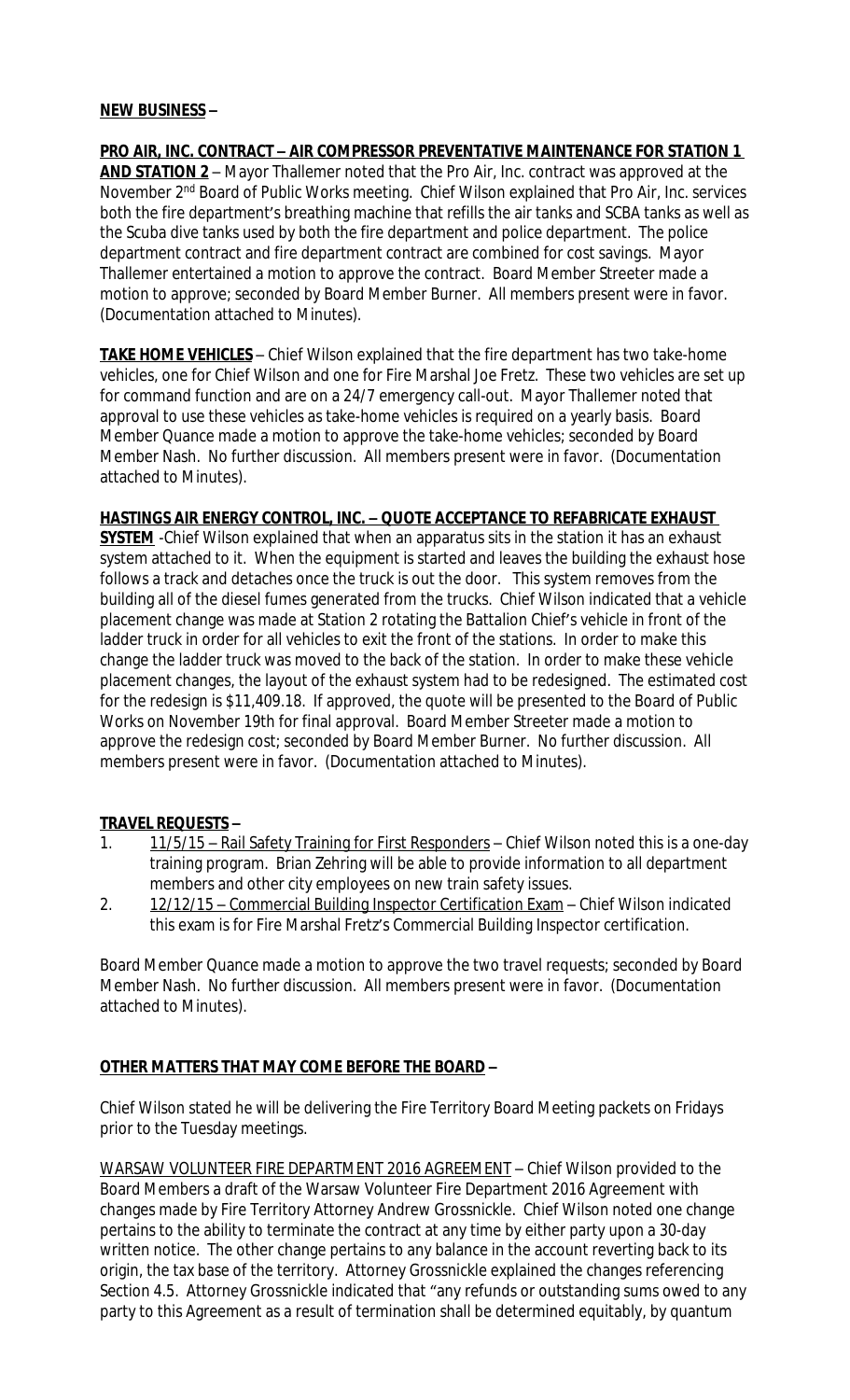**NEW BUSINESS –**

**PRO AIR, INC. CONTRACT – AIR COMPRESSOR PREVENTATIVE MAINTENANCE FOR STATION 1 AND STATION 2** – Mayor Thallemer noted that the Pro Air, Inc. contract was approved at the November 2nd Board of Public Works meeting. Chief Wilson explained that Pro Air, Inc. services both the fire department's breathing machine that refills the air tanks and SCBA tanks as well as the Scuba dive tanks used by both the fire department and police department. The police department contract and fire department contract are combined for cost savings. Mayor Thallemer entertained a motion to approve the contract. Board Member Streeter made a motion to approve; seconded by Board Member Burner. All members present were in favor. (Documentation attached to Minutes).

**TAKE HOME VEHICLES** – Chief Wilson explained that the fire department has two take-home vehicles, one for Chief Wilson and one for Fire Marshal Joe Fretz. These two vehicles are set up for command function and are on a 24/7 emergency call-out. Mayor Thallemer noted that approval to use these vehicles as take-home vehicles is required on a yearly basis. Board Member Quance made a motion to approve the take-home vehicles; seconded by Board Member Nash. No further discussion. All members present were in favor. (Documentation attached to Minutes).

**HASTINGS AIR ENERGY CONTROL, INC. – QUOTE ACCEPTANCE TO REFABRICATE EXHAUST SYSTEM** -Chief Wilson explained that when an apparatus sits in the station it has an exhaust system attached to it. When the equipment is started and leaves the building the exhaust hose follows a track and detaches once the truck is out the door. This system removes from the building all of the diesel fumes generated from the trucks. Chief Wilson indicated that a vehicle placement change was made at Station 2 rotating the Battalion Chief's vehicle in front of the ladder truck in order for all vehicles to exit the front of the stations. In order to make this change the ladder truck was moved to the back of the station. In order to make these vehicle placement changes, the layout of the exhaust system had to be redesigned. The estimated cost for the redesign is $11,409.18. If approved, the quote will be presented to the Board of Public Works on November 19th for final approval. Board Member Streeter made a motion to approve the redesign cost; seconded by Board Member Burner. No further discussion. All members present were in favor. (Documentation attached to Minutes).

**TRAVEL REQUESTS –**

1. 11/5/15 – Rail Safety Training for First Responders – Chief Wilson noted this is a one-day training program. Brian Zehring will be able to provide information to all department members and other city employees on new train safety issues.
2. 12/12/15 – Commercial Building Inspector Certification Exam – Chief Wilson indicated this exam is for Fire Marshal Fretz's Commercial Building Inspector certification.

Board Member Quance made a motion to approve the two travel requests; seconded by Board Member Nash. No further discussion. All members present were in favor. (Documentation attached to Minutes).

**OTHER MATTERS THAT MAY COME BEFORE THE BOARD –**

Chief Wilson stated he will be delivering the Fire Territory Board Meeting packets on Fridays prior to the Tuesday meetings.

WARSAW VOLUNTEER FIRE DEPARTMENT 2016 AGREEMENT – Chief Wilson provided to the Board Members a draft of the Warsaw Volunteer Fire Department 2016 Agreement with changes made by Fire Territory Attorney Andrew Grossnickle. Chief Wilson noted one change pertains to the ability to terminate the contract at any time by either party upon a 30-day written notice. The other change pertains to any balance in the account reverting back to its origin, the tax base of the territory. Attorney Grossnickle explained the changes referencing Section 4.5. Attorney Grossnickle indicated that "any refunds or outstanding sums owed to any party to this Agreement as a result of termination shall be determined equitably, by quantum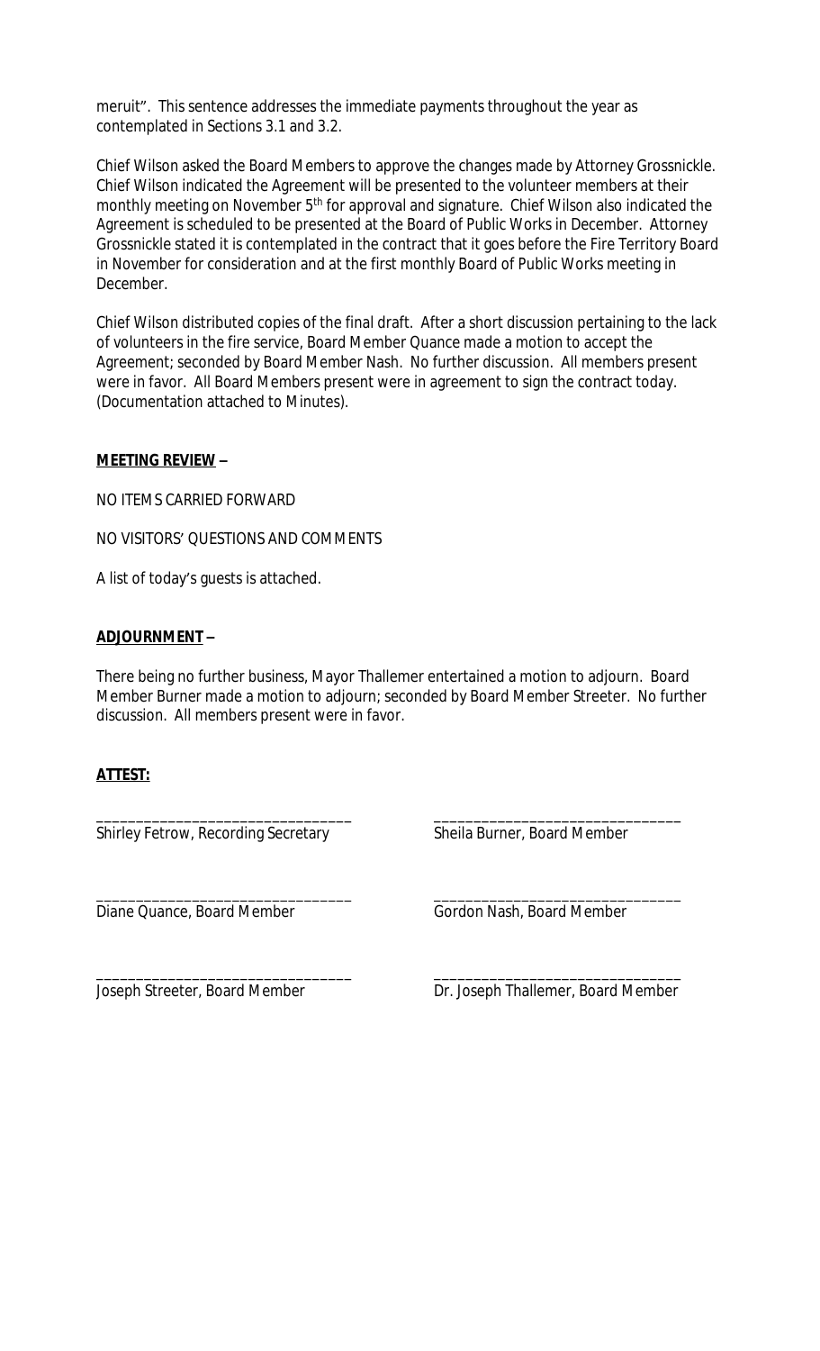meruit". This sentence addresses the immediate payments throughout the year as contemplated in Sections 3.1 and 3.2.

Chief Wilson asked the Board Members to approve the changes made by Attorney Grossnickle. Chief Wilson indicated the Agreement will be presented to the volunteer members at their monthly meeting on November 5th for approval and signature. Chief Wilson also indicated the Agreement is scheduled to be presented at the Board of Public Works in December. Attorney Grossnickle stated it is contemplated in the contract that it goes before the Fire Territory Board in November for consideration and at the first monthly Board of Public Works meeting in December.

Chief Wilson distributed copies of the final draft. After a short discussion pertaining to the lack of volunteers in the fire service, Board Member Quance made a motion to accept the Agreement; seconded by Board Member Nash. No further discussion. All members present were in favor. All Board Members present were in agreement to sign the contract today. (Documentation attached to Minutes).

**MEETING REVIEW –**

NO ITEMS CARRIED FORWARD

NO VISITORS' QUESTIONS AND COMMENTS

A list of today's guests is attached.

**ADJOURNMENT –**

There being no further business, Mayor Thallemer entertained a motion to adjourn. Board Member Burner made a motion to adjourn; seconded by Board Member Streeter. No further discussion. All members present were in favor.

**ATTEST:**

| | |
|---|---|
| ______________________________ | ______________________________ |
| Shirley Fetrow, Recording Secretary | Sheila Burner, Board Member |
| ______________________________ | ______________________________ |
| Diane Quance, Board Member | Gordon Nash, Board Member |
| ______________________________ | ______________________________ |
| Joseph Streeter, Board Member | Dr. Joseph Thallemer, Board Member |